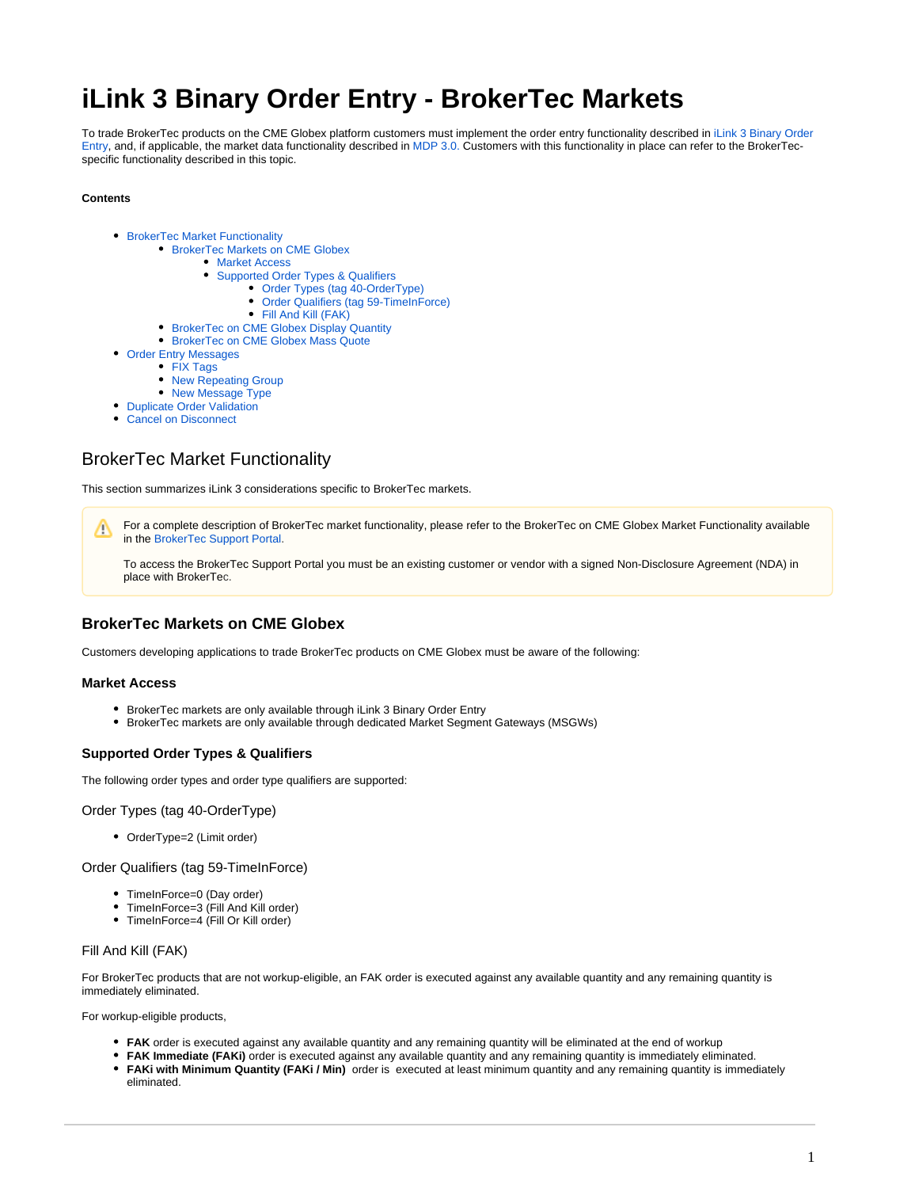# iLink 3 Binary Order Entry - BrokerTec Markets

To trade BrokerTec products on the CME Globex platform customers must implement the order entry functionality described in iLink 3 Binary Order Entry, and, if applicable, the market data functionality described in MDP 3.0. Customers with this functionality in place can refer to the BrokerTec-specific functionality described in this topic.

**Contents**

- BrokerTec Market Functionality
  - BrokerTec Markets on CME Globex
    - Market Access
    - Supported Order Types & Qualifiers
      - Order Types (tag 40-OrderType)
      - Order Qualifiers (tag 59-TimeInForce)
      - Fill And Kill (FAK)
  - BrokerTec on CME Globex Display Quantity
  - BrokerTec on CME Globex Mass Quote
- Order Entry Messages
  - FIX Tags
  - New Repeating Group
  - New Message Type
- Duplicate Order Validation
- Cancel on Disconnect

## BrokerTec Market Functionality

This section summarizes iLink 3 considerations specific to BrokerTec markets.

> For a complete description of BrokerTec market functionality, please refer to the BrokerTec on CME Globex Market Functionality available in the BrokerTec Support Portal.
>
> To access the BrokerTec Support Portal you must be an existing customer or vendor with a signed Non-Disclosure Agreement (NDA) in place with BrokerTec.

### BrokerTec Markets on CME Globex

Customers developing applications to trade BrokerTec products on CME Globex must be aware of the following:

#### Market Access

- BrokerTec markets are only available through iLink 3 Binary Order Entry
- BrokerTec markets are only available through dedicated Market Segment Gateways (MSGWs)

#### Supported Order Types & Qualifiers

The following order types and order type qualifiers are supported:

##### Order Types (tag 40-OrderType)

- OrderType=2 (Limit order)

##### Order Qualifiers (tag 59-TimeInForce)

- TimeInForce=0 (Day order)
- TimeInForce=3 (Fill And Kill order)
- TimeInForce=4 (Fill Or Kill order)

##### Fill And Kill (FAK)

For BrokerTec products that are not workup-eligible, an FAK order is executed against any available quantity and any remaining quantity is immediately eliminated.

For workup-eligible products,

- **FAK** order is executed against any available quantity and any remaining quantity will be eliminated at the end of workup
- **FAK Immediate (FAKi)** order is executed against any available quantity and any remaining quantity is immediately eliminated.
- **FAKi with Minimum Quantity (FAKi / Min)** order is executed at least minimum quantity and any remaining quantity is immediately eliminated.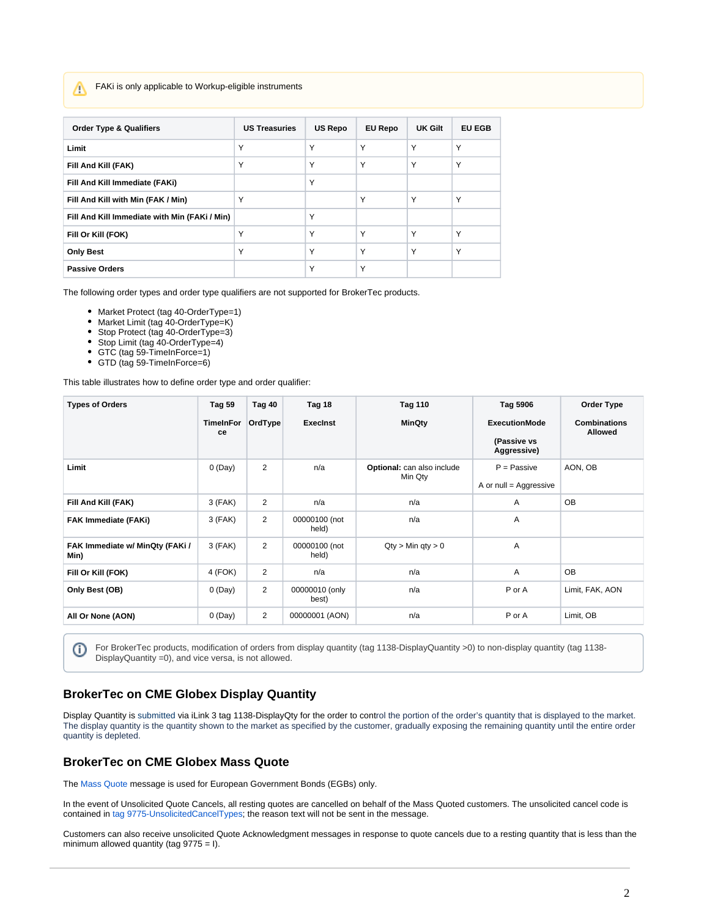> ⚠ FAKi is only applicable to Workup-eligible instruments

| Order Type & Qualifiers | US Treasuries | US Repo | EU Repo | UK Gilt | EU EGB |
|---|---|---|---|---|---|
| **Limit** | Y | Y | Y | Y | Y |
| **Fill And Kill (FAK)** | Y | Y | Y | Y | Y |
| **Fill And Kill Immediate (FAKi)** | | Y | | | |
| **Fill And Kill with Min (FAK / Min)** | Y | | Y | Y | Y |
| **Fill And Kill Immediate with Min (FAKi / Min)** | | Y | | | |
| **Fill Or Kill (FOK)** | Y | Y | Y | Y | Y |
| **Only Best** | Y | Y | Y | Y | Y |
| **Passive Orders** | | Y | Y | | |

The following order types and order type qualifiers are not supported for BrokerTec products.

- Market Protect (tag 40-OrderType=1)
- Market Limit (tag 40-OrderType=K)
- Stop Protect (tag 40-OrderType=3)
- Stop Limit (tag 40-OrderType=4)
- GTC (tag 59-TimeInForce=1)
- GTD (tag 59-TimeInForce=6)

This table illustrates how to define order type and order qualifier:

| Types of Orders | Tag 59 TimeInForce | Tag 40 OrdType | Tag 18 ExecInst | Tag 110 MinQty | Tag 5906 ExecutionMode (Passive vs Aggressive) | Order Type Combinations Allowed |
|---|---|---|---|---|---|---|
| **Limit** | 0 (Day) | 2 | n/a | **Optional:** can also include Min Qty | P = Passive<br>A or null = Aggressive | AON, OB |
| **Fill And Kill (FAK)** | 3 (FAK) | 2 | n/a | n/a | A | OB |
| **FAK Immediate (FAKi)** | 3 (FAK) | 2 | 00000100 (not held) | n/a | A | |
| **FAK Immediate w/ MinQty (FAKi / Min)** | 3 (FAK) | 2 | 00000100 (not held) | Qty > Min qty > 0 | A | |
| **Fill Or Kill (FOK)** | 4 (FOK) | 2 | n/a | n/a | A | OB |
| **Only Best (OB)** | 0 (Day) | 2 | 00000010 (only best) | n/a | P or A | Limit, FAK, AON |
| **All Or None (AON)** | 0 (Day) | 2 | 00000001 (AON) | n/a | P or A | Limit, OB |

> ⓘ For BrokerTec products, modification of orders from display quantity (tag 1138-DisplayQuantity >0) to non-display quantity (tag 1138-DisplayQuantity =0), and vice versa, is not allowed.

## BrokerTec on CME Globex Display Quantity

Display Quantity is submitted via iLink 3 tag 1138-DisplayQty for the order to control the portion of the order's quantity that is displayed to the market. The display quantity is the quantity shown to the market as specified by the customer, gradually exposing the remaining quantity until the entire order quantity is depleted.

## BrokerTec on CME Globex Mass Quote

The Mass Quote message is used for European Government Bonds (EGBs) only.

In the event of Unsolicited Quote Cancels, all resting quotes are cancelled on behalf of the Mass Quoted customers. The unsolicited cancel code is contained in tag 9775-UnsolicitedCancelTypes; the reason text will not be sent in the message.

Customers can also receive unsolicited Quote Acknowledgment messages in response to quote cancels due to a resting quantity that is less than the minimum allowed quantity (tag 9775 = I).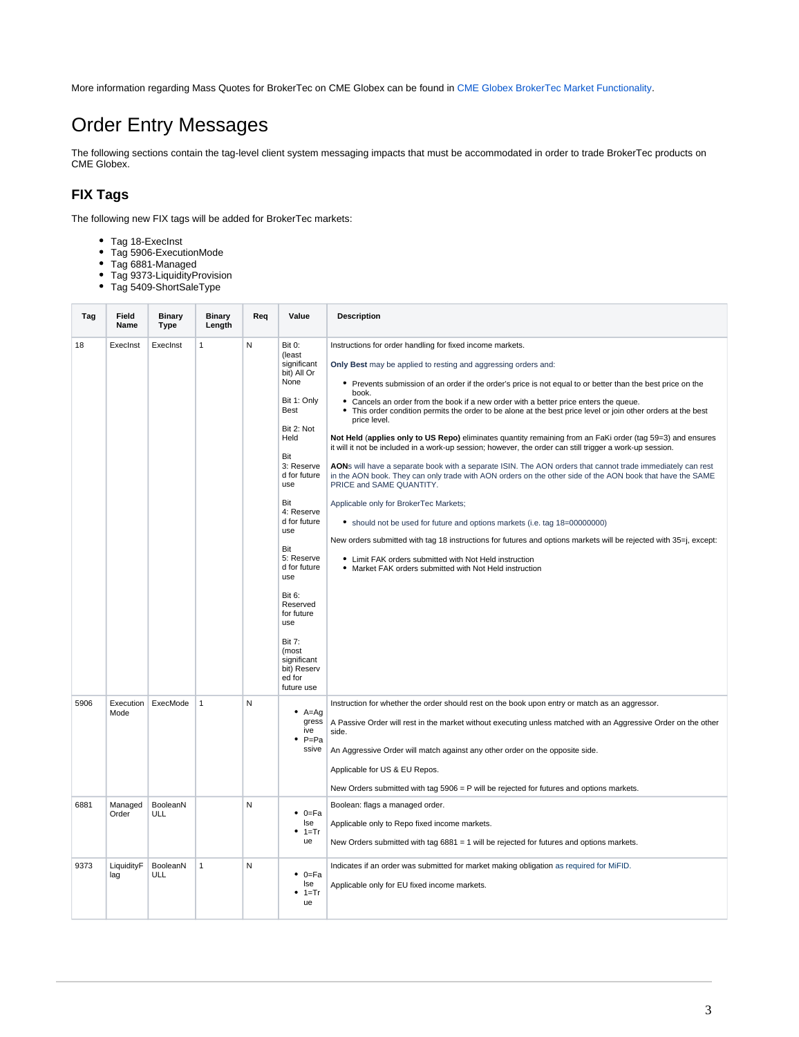More information regarding Mass Quotes for BrokerTec on CME Globex can be found in CME Globex BrokerTec Market Functionality.

# Order Entry Messages

The following sections contain the tag-level client system messaging impacts that must be accommodated in order to trade BrokerTec products on CME Globex.

## FIX Tags

The following new FIX tags will be added for BrokerTec markets:

- Tag 18-ExecInst
- Tag 5906-ExecutionMode
- Tag 6881-Managed
- Tag 9373-LiquidityProvision
- Tag 5409-ShortSaleType

| Tag | Field Name | Binary Type | Binary Length | Req | Value | Description |
|---|---|---|---|---|---|---|
| 18 | ExecInst | ExecInst | 1 | N | Bit 0: (least significant bit) All Or None<br><br>Bit 1: Only Best<br><br>Bit 2: Not Held<br><br>Bit 3: Reserved for future use<br><br>Bit 4: Reserved for future use<br><br>Bit 5: Reserved for future use<br><br>Bit 6: Reserved for future use<br><br>Bit 7: (most significant bit) Reserved for future use | Instructions for order handling for fixed income markets.<br><br>**Only Best** may be applied to resting and aggressing orders and:<br><br>• Prevents submission of an order if the order's price is not equal to or better than the best price on the book.<br>• Cancels an order from the book if a new order with a better price enters the queue.<br>• This order condition permits the order to be alone at the best price level or join other orders at the best price level.<br><br>**Not Held** (**applies only to US Repo)** eliminates quantity remaining from an FaKi order (tag 59=3) and ensures it will it not be included in a work-up session; however, the order can still trigger a work-up session.<br><br>**AON**s will have a separate book with a separate ISIN. The AON orders that cannot trade immediately can rest in the AON book. They can only trade with AON orders on the other side of the AON book that have the SAME PRICE and SAME QUANTITY.<br><br>Applicable only for BrokerTec Markets;<br><br>• should not be used for future and options markets (i.e. tag 18=00000000)<br><br>New orders submitted with tag 18 instructions for futures and options markets will be rejected with 35=j, except:<br><br>• Limit FAK orders submitted with Not Held instruction<br>• Market FAK orders submitted with Not Held instruction |
| 5906 | Execution Mode | ExecMode | 1 | N | • A=Aggressive<br>• P=Passive | Instruction for whether the order should rest on the book upon entry or match as an aggressor.<br><br>A Passive Order will rest in the market without executing unless matched with an Aggressive Order on the other side.<br><br>An Aggressive Order will match against any other order on the opposite side.<br><br>Applicable for US & EU Repos.<br><br>New Orders submitted with tag 5906 = P will be rejected for futures and options markets. |
| 6881 | Managed Order | BooleanNULL | | N | • 0=False<br>• 1=True | Boolean: flags a managed order.<br><br>Applicable only to Repo fixed income markets.<br><br>New Orders submitted with tag 6881 = 1 will be rejected for futures and options markets. |
| 9373 | LiquidityFlag | BooleanNULL | 1 | N | • 0=False<br>• 1=True | Indicates if an order was submitted for market making obligation as required for MiFID.<br><br>Applicable only for EU fixed income markets. |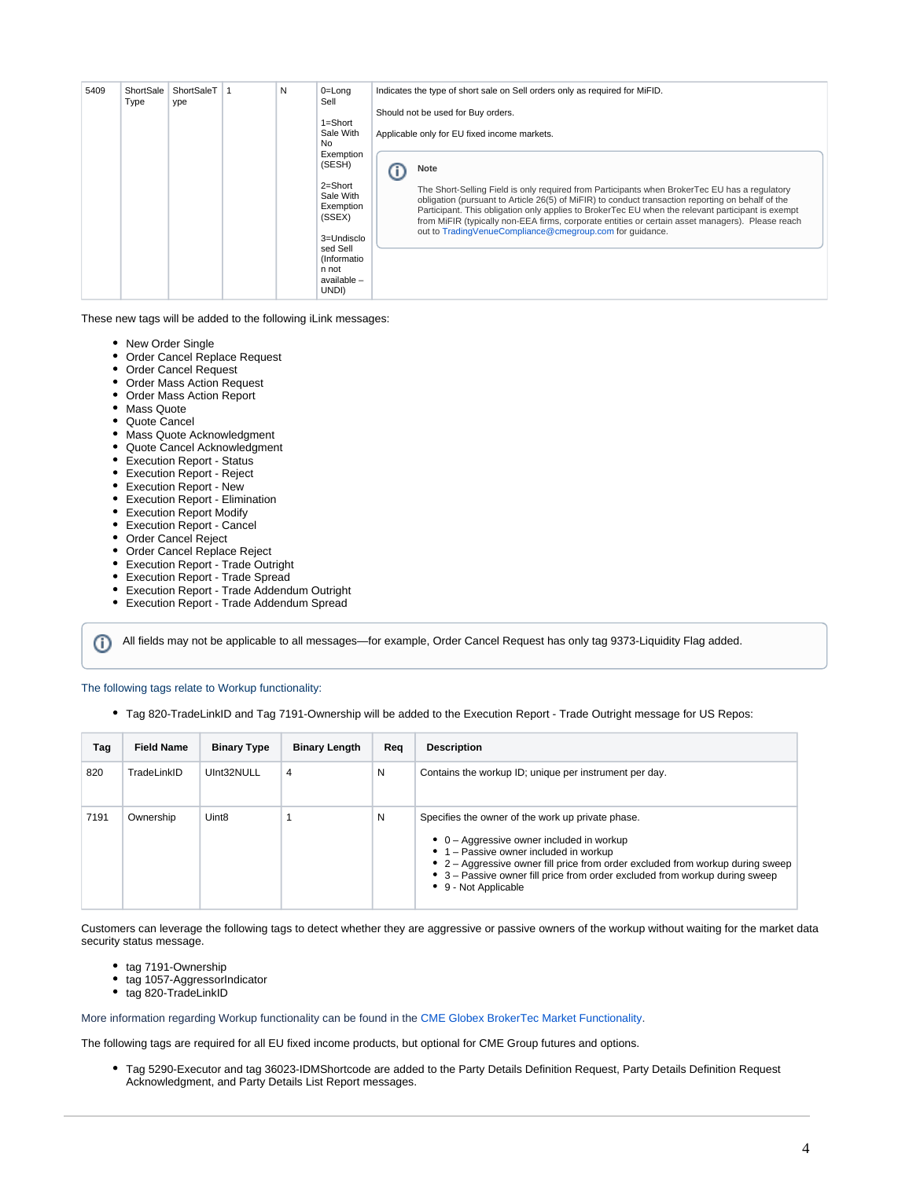| 5409 | ShortSaleType | ShortSaleType | 1 | N | 0=Long Sell<br><br>1=Short Sale With No Exemption (SESH)<br><br>2=Short Sale With Exemption (SSEX)<br><br>3=Undisclosed Sell (Information not available – UNDI) | Indicates the type of short sale on Sell orders only as required for MiFID.<br><br>Should not be used for Buy orders.<br><br>Applicable only for EU fixed income markets.<br><br>**Note**<br><br>The Short-Selling Field is only required from Participants when BrokerTec EU has a regulatory obligation (pursuant to Article 26(5) of MiFIR) to conduct transaction reporting on behalf of the Participant. This obligation only applies to BrokerTec EU when the relevant participant is exempt from MiFIR (typically non-EEA firms, corporate entities or certain asset managers). Please reach out to TradingVenueCompliance@cmegroup.com for guidance. |
|---|---|---|---|---|---|---|

These new tags will be added to the following iLink messages:

- New Order Single
- Order Cancel Replace Request
- Order Cancel Request
- Order Mass Action Request
- Order Mass Action Report
- Mass Quote
- Quote Cancel
- Mass Quote Acknowledgment
- Quote Cancel Acknowledgment
- Execution Report - Status
- Execution Report - Reject
- Execution Report - New
- Execution Report - Elimination
- Execution Report Modify
- Execution Report - Cancel
- Order Cancel Reject
- Order Cancel Replace Reject
- Execution Report - Trade Outright
- Execution Report - Trade Spread
- Execution Report - Trade Addendum Outright
- Execution Report - Trade Addendum Spread

All fields may not be applicable to all messages—for example, Order Cancel Request has only tag 9373-Liquidity Flag added.

The following tags relate to Workup functionality:

- Tag 820-TradeLinkID and Tag 7191-Ownership will be added to the Execution Report - Trade Outright message for US Repos:

| Tag | Field Name | Binary Type | Binary Length | Req | Description |
|---|---|---|---|---|---|
| 820 | TradeLinkID | UInt32NULL | 4 | N | Contains the workup ID; unique per instrument per day. |
| 7191 | Ownership | Uint8 | 1 | N | Specifies the owner of the work up private phase.<br><br>• 0 – Aggressive owner included in workup<br>• 1 – Passive owner included in workup<br>• 2 – Aggressive owner fill price from order excluded from workup during sweep<br>• 3 – Passive owner fill price from order excluded from workup during sweep<br>• 9 - Not Applicable |

Customers can leverage the following tags to detect whether they are aggressive or passive owners of the workup without waiting for the market data security status message.

- tag 7191-Ownership
- tag 1057-AggressorIndicator
- tag 820-TradeLinkID

More information regarding Workup functionality can be found in the CME Globex BrokerTec Market Functionality.

The following tags are required for all EU fixed income products, but optional for CME Group futures and options.

- Tag 5290-Executor and tag 36023-IDMShortcode are added to the Party Details Definition Request, Party Details Definition Request Acknowledgment, and Party Details List Report messages.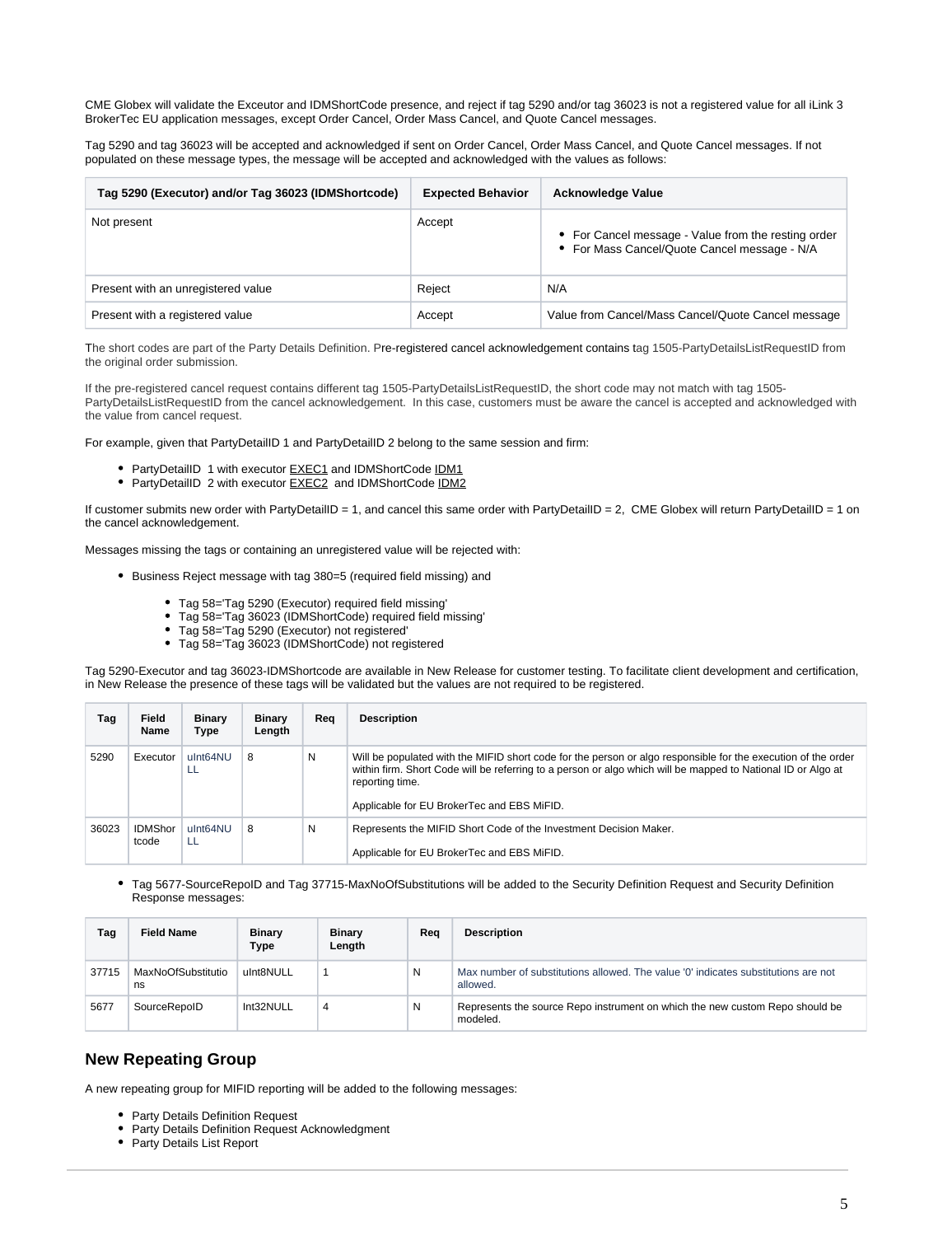CME Globex will validate the Exceutor and IDMShortCode presence, and reject if tag 5290 and/or tag 36023 is not a registered value for all iLink 3 BrokerTec EU application messages, except Order Cancel, Order Mass Cancel, and Quote Cancel messages.

Tag 5290 and tag 36023 will be accepted and acknowledged if sent on Order Cancel, Order Mass Cancel, and Quote Cancel messages. If not populated on these message types, the message will be accepted and acknowledged with the values as follows:

| Tag 5290 (Executor) and/or Tag 36023 (IDMShortcode) | Expected Behavior | Acknowledge Value |
|---|---|---|
| Not present | Accept | • For Cancel message - Value from the resting order<br>• For Mass Cancel/Quote Cancel message - N/A |
| Present with an unregistered value | Reject | N/A |
| Present with a registered value | Accept | Value from Cancel/Mass Cancel/Quote Cancel message |

The short codes are part of the Party Details Definition. Pre-registered cancel acknowledgement contains tag 1505-PartyDetailsListRequestID from the original order submission.

If the pre-registered cancel request contains different tag 1505-PartyDetailsListRequestID, the short code may not match with tag 1505-PartyDetailsListRequestID from the cancel acknowledgement. In this case, customers must be aware the cancel is accepted and acknowledged with the value from cancel request.

For example, given that PartyDetailID 1 and PartyDetailID 2 belong to the same session and firm:

- PartyDetailID 1 with executor EXEC1 and IDMShortCode IDM1
- PartyDetailID 2 with executor EXEC2 and IDMShortCode IDM2

If customer submits new order with PartyDetailID = 1, and cancel this same order with PartyDetailID = 2, CME Globex will return PartyDetailID = 1 on the cancel acknowledgement.

Messages missing the tags or containing an unregistered value will be rejected with:

- Business Reject message with tag 380=5 (required field missing) and
    - Tag 58='Tag 5290 (Executor) required field missing'
    - Tag 58='Tag 36023 (IDMShortCode) required field missing'
    - Tag 58='Tag 5290 (Executor) not registered'
    - Tag 58='Tag 36023 (IDMShortCode) not registered

Tag 5290-Executor and tag 36023-IDMShortcode are available in New Release for customer testing. To facilitate client development and certification, in New Release the presence of these tags will be validated but the values are not required to be registered.

| Tag | Field Name | Binary Type | Binary Length | Req | Description |
|---|---|---|---|---|---|
| 5290 | Executor | uInt64NULL | 8 | N | Will be populated with the MIFID short code for the person or algo responsible for the execution of the order within firm. Short Code will be referring to a person or algo which will be mapped to National ID or Algo at reporting time.<br><br>Applicable for EU BrokerTec and EBS MiFID. |
| 36023 | IDMShortcode | uInt64NULL | 8 | N | Represents the MIFID Short Code of the Investment Decision Maker.<br><br>Applicable for EU BrokerTec and EBS MiFID. |

- Tag 5677-SourceRepoID and Tag 37715-MaxNoOfSubstitutions will be added to the Security Definition Request and Security Definition Response messages:

| Tag | Field Name | Binary Type | Binary Length | Req | Description |
|---|---|---|---|---|---|
| 37715 | MaxNoOfSubstitutions | uInt8NULL | 1 | N | Max number of substitutions allowed. The value '0' indicates substitutions are not allowed. |
| 5677 | SourceRepoID | Int32NULL | 4 | N | Represents the source Repo instrument on which the new custom Repo should be modeled. |

## New Repeating Group

A new repeating group for MIFID reporting will be added to the following messages:

- Party Details Definition Request
- Party Details Definition Request Acknowledgment
- Party Details List Report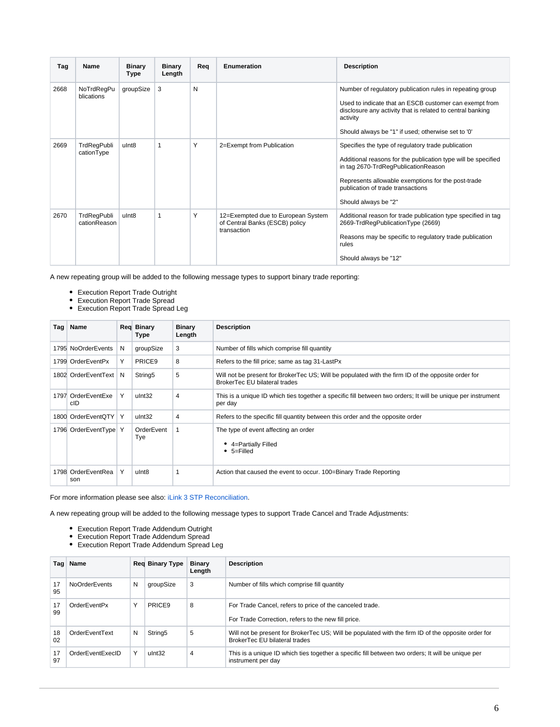| Tag | Name | Binary Type | Binary Length | Req | Enumeration | Description |
|---|---|---|---|---|---|---|
| 2668 | NoTrdRegPublications | groupSize | 3 | N | | Number of regulatory publication rules in repeating group<br><br>Used to indicate that an ESCB customer can exempt from disclosure any activity that is related to central banking activity<br><br>Should always be "1" if used; otherwise set to '0' |
| 2669 | TrdRegPublicationType | uInt8 | 1 | Y | 2=Exempt from Publication | Specifies the type of regulatory trade publication<br><br>Additional reasons for the publication type will be specified in tag 2670-TrdRegPublicationReason<br><br>Represents allowable exemptions for the post-trade publication of trade transactions<br><br>Should always be "2" |
| 2670 | TrdRegPublicationReason | uInt8 | 1 | Y | 12=Exempted due to European System of Central Banks (ESCB) policy transaction | Additional reason for trade publication type specified in tag 2669-TrdRegPublicationType (2669)<br><br>Reasons may be specific to regulatory trade publication rules<br><br>Should always be "12" |

A new repeating group will be added to the following message types to support binary trade reporting:

- Execution Report Trade Outright
- Execution Report Trade Spread
- Execution Report Trade Spread Leg

| Tag | Name | Req | Binary Type | Binary Length | Description |
|---|---|---|---|---|---|
| 1795 | NoOrderEvents | N | groupSize | 3 | Number of fills which comprise fill quantity |
| 1799 | OrderEventPx | Y | PRICE9 | 8 | Refers to the fill price; same as tag 31-LastPx |
| 1802 | OrderEventText | N | String5 | 5 | Will not be present for BrokerTec US; Will be populated with the firm ID of the opposite order for BrokerTec EU bilateral trades |
| 1797 | OrderEventExecID | Y | uInt32 | 4 | This is a unique ID which ties together a specific fill between two orders; It will be unique per instrument per day |
| 1800 | OrderEventQTY | Y | uInt32 | 4 | Refers to the specific fill quantity between this order and the opposite order |
| 1796 | OrderEventType | Y | OrderEventTye | 1 | The type of event affecting an order<br>• 4=Partially Filled<br>• 5=Filled |
| 1798 | OrderEventReason | Y | uInt8 | 1 | Action that caused the event to occur. 100=Binary Trade Reporting |

For more information please see also: iLink 3 STP Reconciliation.

A new repeating group will be added to the following message types to support Trade Cancel and Trade Adjustments:

- Execution Report Trade Addendum Outright
- Execution Report Trade Addendum Spread
- Execution Report Trade Addendum Spread Leg

| Tag | Name | Req | Binary Type | Binary Length | Description |
|---|---|---|---|---|---|
| 1795 | NoOrderEvents | N | groupSize | 3 | Number of fills which comprise fill quantity |
| 1799 | OrderEventPx | Y | PRICE9 | 8 | For Trade Cancel, refers to price of the canceled trade.<br><br>For Trade Correction, refers to the new fill price. |
| 1802 | OrderEventText | N | String5 | 5 | Will not be present for BrokerTec US; Will be populated with the firm ID of the opposite order for BrokerTec EU bilateral trades |
| 1797 | OrderEventExecID | Y | uInt32 | 4 | This is a unique ID which ties together a specific fill between two orders; It will be unique per instrument per day |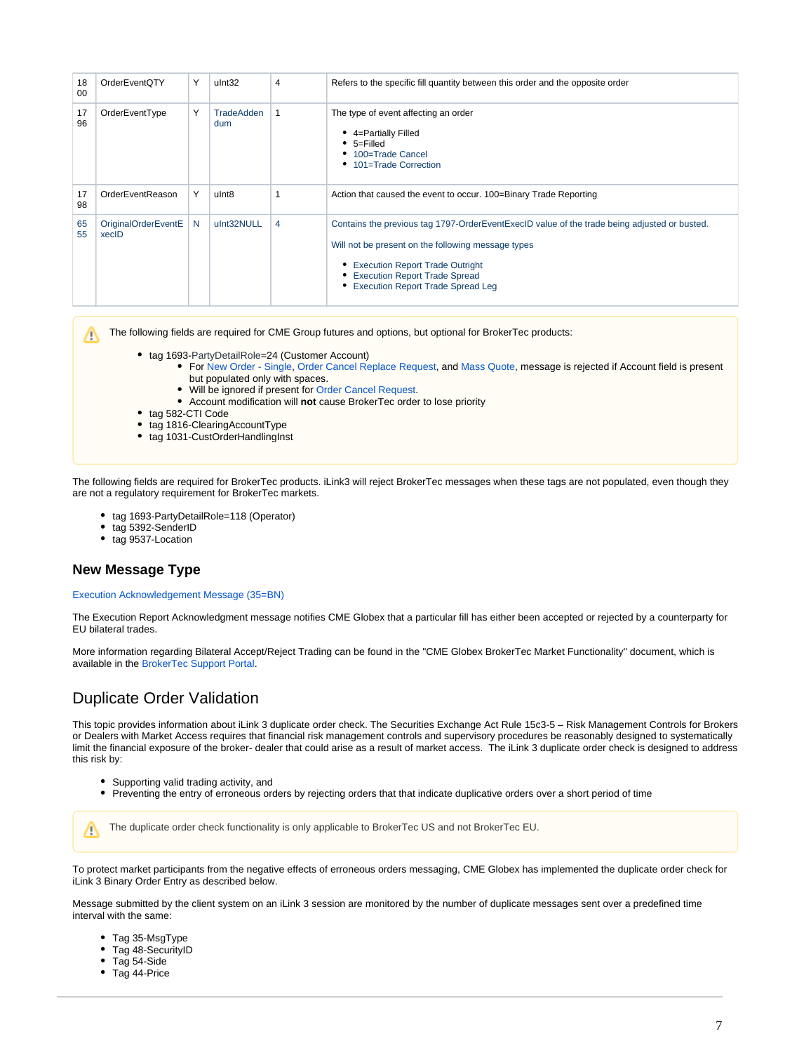| | | | | | |
|---|---|---|---|---|---|
| 1800 | OrderEventQTY | Y | uInt32 | 4 | Refers to the specific fill quantity between this order and the opposite order |
| 1796 | OrderEventType | Y | TradeAddendum | 1 | The type of event affecting an order<br>• 4=Partially Filled<br>• 5=Filled<br>• 100=Trade Cancel<br>• 101=Trade Correction |
| 1798 | OrderEventReason | Y | uInt8 | 1 | Action that caused the event to occur. 100=Binary Trade Reporting |
| 6555 | OriginalOrderEventExecID | N | uInt32NULL | 4 | Contains the previous tag 1797-OrderEventExecID value of the trade being adjusted or busted.<br>Will not be present on the following message types<br>• Execution Report Trade Outright<br>• Execution Report Trade Spread<br>• Execution Report Trade Spread Leg |

⚠ The following fields are required for CME Group futures and options, but optional for BrokerTec products:

- tag 1693-PartyDetailRole=24 (Customer Account)
  - For New Order - Single, Order Cancel Replace Request, and Mass Quote, message is rejected if Account field is present but populated only with spaces.
  - Will be ignored if present for Order Cancel Request.
  - Account modification will **not** cause BrokerTec order to lose priority
- tag 582-CTI Code
- tag 1816-ClearingAccountType
- tag 1031-CustOrderHandlingInst

The following fields are required for BrokerTec products. iLink3 will reject BrokerTec messages when these tags are not populated, even though they are not a regulatory requirement for BrokerTec markets.

- tag 1693-PartyDetailRole=118 (Operator)
- tag 5392-SenderID
- tag 9537-Location

### New Message Type

Execution Acknowledgement Message (35=BN)

The Execution Report Acknowledgment message notifies CME Globex that a particular fill has either been accepted or rejected by a counterparty for EU bilateral trades.

More information regarding Bilateral Accept/Reject Trading can be found in the "CME Globex BrokerTec Market Functionality" document, which is available in the BrokerTec Support Portal.

## Duplicate Order Validation

This topic provides information about iLink 3 duplicate order check. The Securities Exchange Act Rule 15c3-5 – Risk Management Controls for Brokers or Dealers with Market Access requires that financial risk management controls and supervisory procedures be reasonably designed to systematically limit the financial exposure of the broker- dealer that could arise as a result of market access. The iLink 3 duplicate order check is designed to address this risk by:

- Supporting valid trading activity, and
- Preventing the entry of erroneous orders by rejecting orders that that indicate duplicative orders over a short period of time

⚠ The duplicate order check functionality is only applicable to BrokerTec US and not BrokerTec EU.

To protect market participants from the negative effects of erroneous orders messaging, CME Globex has implemented the duplicate order check for iLink 3 Binary Order Entry as described below.

Message submitted by the client system on an iLink 3 session are monitored by the number of duplicate messages sent over a predefined time interval with the same:

- Tag 35-MsgType
- Tag 48-SecurityID
- Tag 54-Side
- Tag 44-Price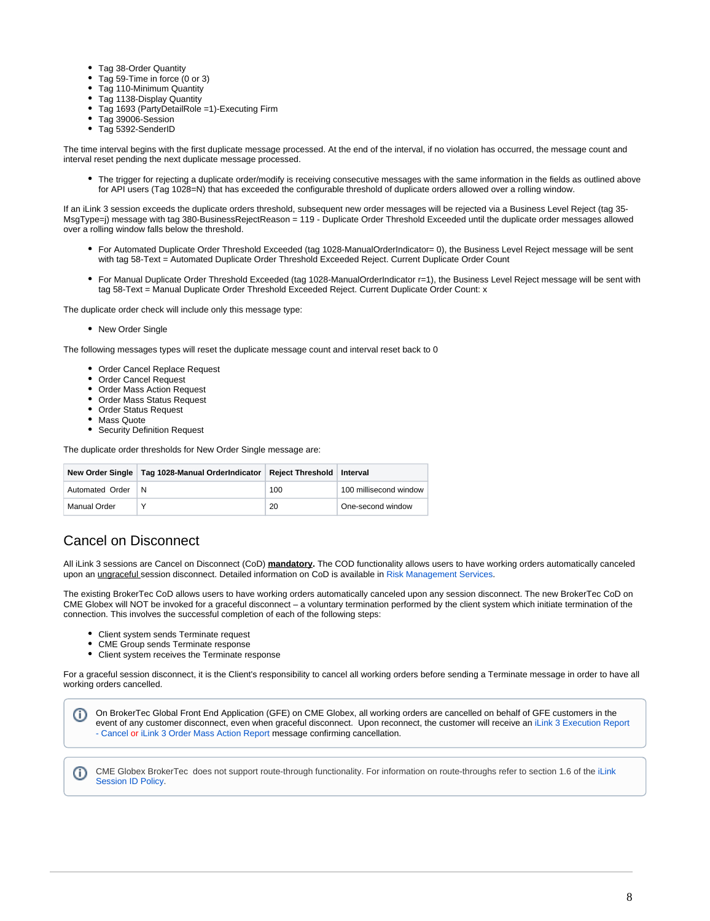- Tag 38-Order Quantity
- Tag 59-Time in force (0 or 3)
- Tag 110-Minimum Quantity
- Tag 1138-Display Quantity
- Tag 1693 (PartyDetailRole =1)-Executing Firm
- Tag 39006-Session
- Tag 5392-SenderID

The time interval begins with the first duplicate message processed. At the end of the interval, if no violation has occurred, the message count and interval reset pending the next duplicate message processed.

- The trigger for rejecting a duplicate order/modify is receiving consecutive messages with the same information in the fields as outlined above for API users (Tag 1028=N) that has exceeded the configurable threshold of duplicate orders allowed over a rolling window.

If an iLink 3 session exceeds the duplicate orders threshold, subsequent new order messages will be rejected via a Business Level Reject (tag 35-MsgType=j) message with tag 380-BusinessRejectReason = 119 - Duplicate Order Threshold Exceeded until the duplicate order messages allowed over a rolling window falls below the threshold.

- For Automated Duplicate Order Threshold Exceeded (tag 1028-ManualOrderIndicator= 0), the Business Level Reject message will be sent with tag 58-Text = Automated Duplicate Order Threshold Exceeded Reject. Current Duplicate Order Count

- For Manual Duplicate Order Threshold Exceeded (tag 1028-ManualOrderIndicator r=1), the Business Level Reject message will be sent with tag 58-Text = Manual Duplicate Order Threshold Exceeded Reject. Current Duplicate Order Count: x

The duplicate order check will include only this message type:

- New Order Single

The following messages types will reset the duplicate message count and interval reset back to 0

- Order Cancel Replace Request
- Order Cancel Request
- Order Mass Action Request
- Order Mass Status Request
- Order Status Request
- Mass Quote
- Security Definition Request

The duplicate order thresholds for New Order Single message are:

| New Order Single | Tag 1028-Manual OrderIndicator | Reject Threshold | Interval |
|---|---|---|---|
| Automated Order | N | 100 | 100 millisecond window |
| Manual Order | Y | 20 | One-second window |

## Cancel on Disconnect

All iLink 3 sessions are Cancel on Disconnect (CoD) **mandatory.** The COD functionality allows users to have working orders automatically canceled upon an ungraceful session disconnect. Detailed information on CoD is available in Risk Management Services.

The existing BrokerTec CoD allows users to have working orders automatically canceled upon any session disconnect. The new BrokerTec CoD on CME Globex will NOT be invoked for a graceful disconnect – a voluntary termination performed by the client system which initiate termination of the connection. This involves the successful completion of each of the following steps:

- Client system sends Terminate request
- CME Group sends Terminate response
- Client system receives the Terminate response

For a graceful session disconnect, it is the Client's responsibility to cancel all working orders before sending a Terminate message in order to have all working orders cancelled.

> On BrokerTec Global Front End Application (GFE) on CME Globex, all working orders are cancelled on behalf of GFE customers in the event of any customer disconnect, even when graceful disconnect. Upon reconnect, the customer will receive an iLink 3 Execution Report - Cancel or iLink 3 Order Mass Action Report message confirming cancellation.

> CME Globex BrokerTec does not support route-through functionality. For information on route-throughs refer to section 1.6 of the iLink Session ID Policy.